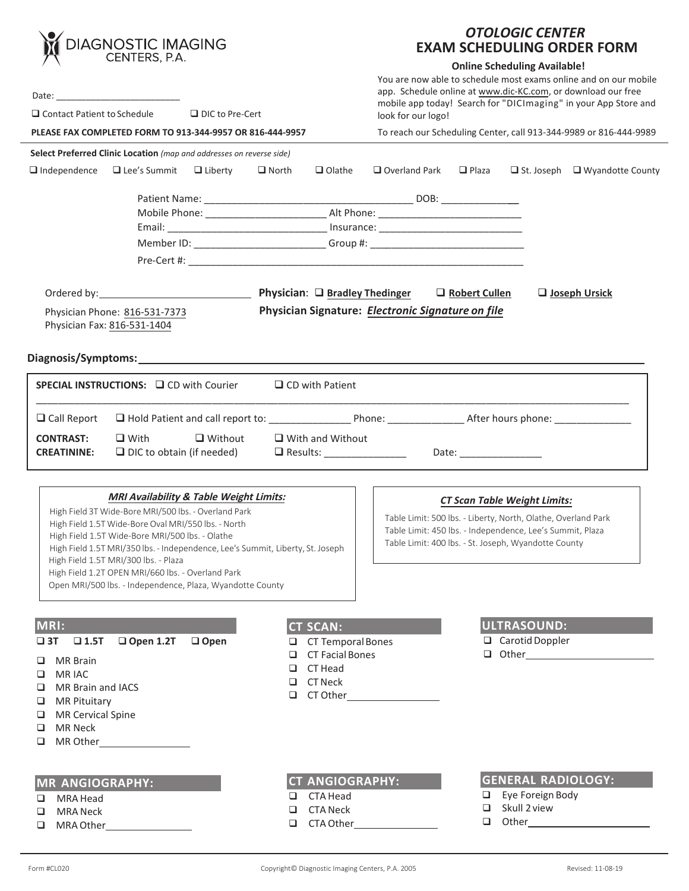DIAGNOSTIC IMAGING CENTERS, P.A.

# OTOLOGIC CENTER
# EXAM SCHEDULING ORDER FORM

**Online Scheduling Available!**

You are now able to schedule most exams online and on our mobile app. Schedule online at www.dic-KC.com, or download our free mobile app today! Search for "DICImaging" in your App Store and look for our logo!

To reach our Scheduling Center, call 913-344-9989 or 816-444-9989

Date: ________________________

❑ Contact Patient to Schedule ❑ DIC to Pre-Cert

**PLEASE FAX COMPLETED FORM TO 913-344-9957 OR 816-444-9957**

**Select Preferred Clinic Location** *(map and addresses on reverse side)*

❑ Independence ❑ Lee's Summit ❑ Liberty ❑ North ❑ Olathe ❑ Overland Park ❑ Plaza ❑ St. Joseph ❑ Wyandotte County

Patient Name: ______________________________ DOB: ______________

Mobile Phone: ______________________ Alt Phone: __________________________

Email: ____________________________ Insurance: __________________________

Member ID: _______________________ Group #: ____________________________

Pre-Cert #: ____________________________________________________________

Ordered by: ___________________________

**Physician**: ❑ **Bradley Thedinger** ❑ **Robert Cullen** ❑ **Joseph Ursick**

Physician Phone: 816-531-7373

Physician Fax: 816-531-1404

**Physician Signature:** ***Electronic Signature on file***

**Diagnosis/Symptoms:** ______________________________________________________________

**SPECIAL INSTRUCTIONS:** ❑ CD with Courier ❑ CD with Patient

______________________________________________________________________________

❑ Call Report ❑ Hold Patient and call report to: ______________ Phone: _____________ After hours phone: ______________

**CONTRAST:** ❑ With ❑ Without ❑ With and Without

**CREATININE:** ❑ DIC to obtain (if needed) ❑ Results: ______________ Date: ______________

***MRI Availability & Table Weight Limits:***

- High Field 3T Wide-Bore MRI/500 lbs. - Overland Park
- High Field 1.5T Wide-Bore Oval MRI/550 lbs. - North
- High Field 1.5T Wide-Bore MRI/500 lbs. - Olathe
- High Field 1.5T MRI/350 lbs. - Independence, Lee's Summit, Liberty, St. Joseph
- High Field 1.5T MRI/300 lbs. - Plaza
- High Field 1.2T OPEN MRI/660 lbs. - Overland Park
- Open MRI/500 lbs. - Independence, Plaza, Wyandotte County

***CT Scan Table Weight Limits:***

- Table Limit: 500 lbs. - Liberty, North, Olathe, Overland Park
- Table Limit: 450 lbs. - Independence, Lee's Summit, Plaza
- Table Limit: 400 lbs. - St. Joseph, Wyandotte County

## MRI:

❑ **3T** ❑ **1.5T** ❑ **Open 1.2T** ❑ **Open**

- ❑ MR Brain
- ❑ MR IAC
- ❑ MR Brain and IACS
- ❑ MR Pituitary
- ❑ MR Cervical Spine
- ❑ MR Neck
- ❑ MR Other________________

## CT SCAN:

- ❑ CT Temporal Bones
- ❑ CT Facial Bones
- ❑ CT Head
- ❑ CT Neck
- ❑ CT Other________________

## ULTRASOUND:

- ❑ Carotid Doppler
- ❑ Other________________________

## MR ANGIOGRAPHY:

- ❑ MRA Head
- ❑ MRA Neck
- ❑ MRA Other________________

## CT ANGIOGRAPHY:

- ❑ CTA Head
- ❑ CTA Neck
- ❑ CTA Other_______________

## GENERAL RADIOLOGY:

- ❑ Eye Foreign Body
- ❑ Skull 2 view
- ❑ Other______________________

Form #CL020 Copyright© Diagnostic Imaging Centers, P.A. 2005 Revised: 11-08-19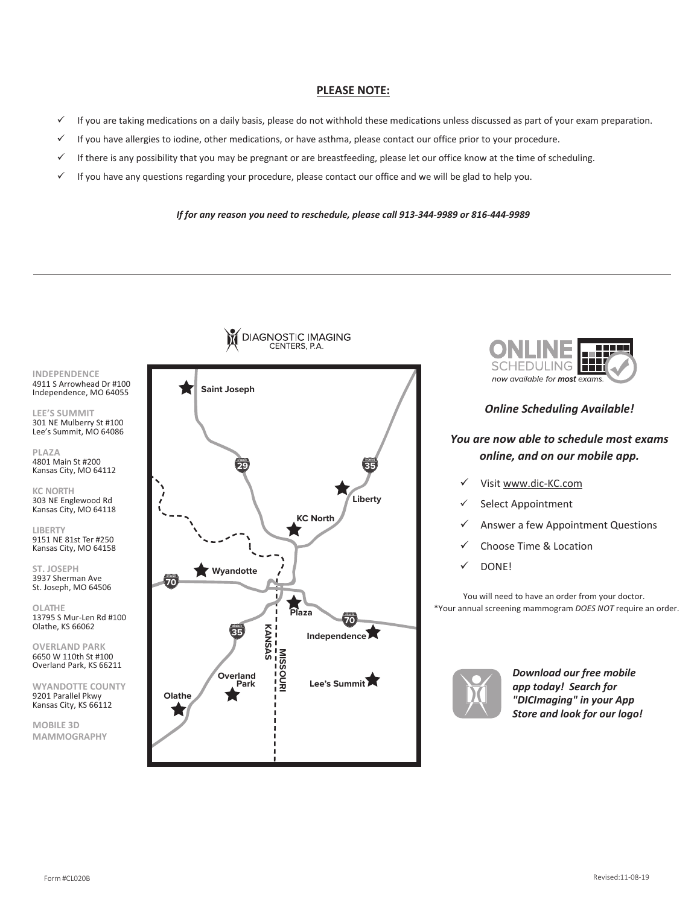## PLEASE NOTE:

- ✓ If you are taking medications on a daily basis, please do not withhold these medications unless discussed as part of your exam preparation.
- ✓ If you have allergies to iodine, other medications, or have asthma, please contact our office prior to your procedure.
- ✓ If there is any possibility that you may be pregnant or are breastfeeding, please let our office know at the time of scheduling.
- ✓ If you have any questions regarding your procedure, please contact our office and we will be glad to help you.

***If for any reason you need to reschedule, please call 913-344-9989 or 816-444-9989***

---

DIAGNOSTIC IMAGING CENTERS, P.A.

**INDEPENDENCE**
4911 S Arrowhead Dr #100
Independence, MO 64055

**LEE'S SUMMIT**
301 NE Mulberry St #100
Lee's Summit, MO 64086

**PLAZA**
4801 Main St #200
Kansas City, MO 64112

**KC NORTH**
303 NE Englewood Rd
Kansas City, MO 64118

**LIBERTY**
9151 NE 81st Ter #250
Kansas City, MO 64158

**ST. JOSEPH**
3937 Sherman Ave
St. Joseph, MO 64506

**OLATHE**
13795 S Mur-Len Rd #100
Olathe, KS 66062

**OVERLAND PARK**
6650 W 110th St #100
Overland Park, KS 66211

**WYANDOTTE COUNTY**
9201 Parallel Pkwy
Kansas City, KS 66112

**MOBILE 3D MAMMOGRAPHY**

Saint Joseph
29
35
Liberty
KC North
Wyandotte
70
Plaza
70
35
Independence
KANSAS
MISSOURI
Overland Park
Lee's Summit
Olathe

ONLINE SCHEDULING
now available for ***most*** exams.

***Online Scheduling Available!***

***You are now able to schedule most exams online, and on our mobile app.***

- ✓ Visit www.dic-KC.com
- ✓ Select Appointment
- ✓ Answer a few Appointment Questions
- ✓ Choose Time & Location
- ✓ DONE!

You will need to have an order from your doctor.
*Your annual screening mammogram *DOES NOT* require an order.

***Download our free mobile app today! Search for "DICImaging" in your App Store and look for our logo!***

Form #CL020B

Revised:11-08-19